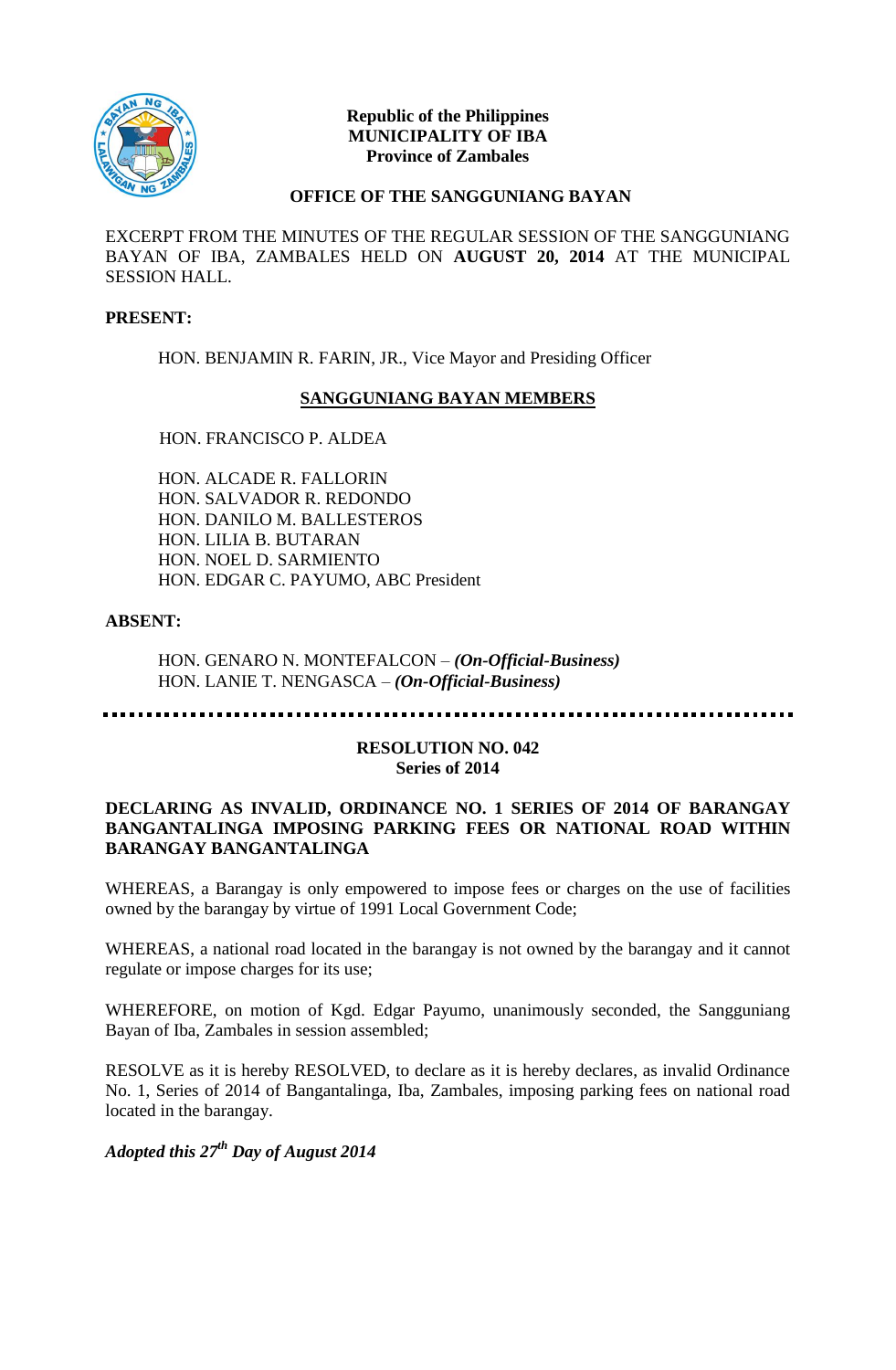**Republic of the Philippines**
**MUNICIPALITY OF IBA**
**Province of Zambales**

**OFFICE OF THE SANGGUNIANG BAYAN**

EXCERPT FROM THE MINUTES OF THE REGULAR SESSION OF THE SANGGUNIANG BAYAN OF IBA, ZAMBALES HELD ON **AUGUST 20, 2014** AT THE MUNICIPAL SESSION HALL.

**PRESENT:**

HON. BENJAMIN R. FARIN, JR., Vice Mayor and Presiding Officer

**SANGGUNIANG BAYAN MEMBERS**

HON. FRANCISCO P. ALDEA

HON. ALCADE R. FALLORIN
HON. SALVADOR R. REDONDO
HON. DANILO M. BALLESTEROS
HON. LILIA B. BUTARAN
HON. NOEL D. SARMIENTO
HON. EDGAR C. PAYUMO, ABC President

**ABSENT:**

HON. GENARO N. MONTEFALCON – ***(On-Official-Business)***
HON. LANIE T. NENGASCA – ***(On-Official-Business)***

---

**RESOLUTION NO. 042**
**Series of 2014**

**DECLARING AS INVALID, ORDINANCE NO. 1 SERIES OF 2014 OF BARANGAY BANGANTALINGA IMPOSING PARKING FEES OR NATIONAL ROAD WITHIN BARANGAY BANGANTALINGA**

WHEREAS, a Barangay is only empowered to impose fees or charges on the use of facilities owned by the barangay by virtue of 1991 Local Government Code;

WHEREAS, a national road located in the barangay is not owned by the barangay and it cannot regulate or impose charges for its use;

WHEREFORE, on motion of Kgd. Edgar Payumo, unanimously seconded, the Sangguniang Bayan of Iba, Zambales in session assembled;

RESOLVE as it is hereby RESOLVED, to declare as it is hereby declares, as invalid Ordinance No. 1, Series of 2014 of Bangantalinga, Iba, Zambales, imposing parking fees on national road located in the barangay.

***Adopted this 27th Day of August 2014***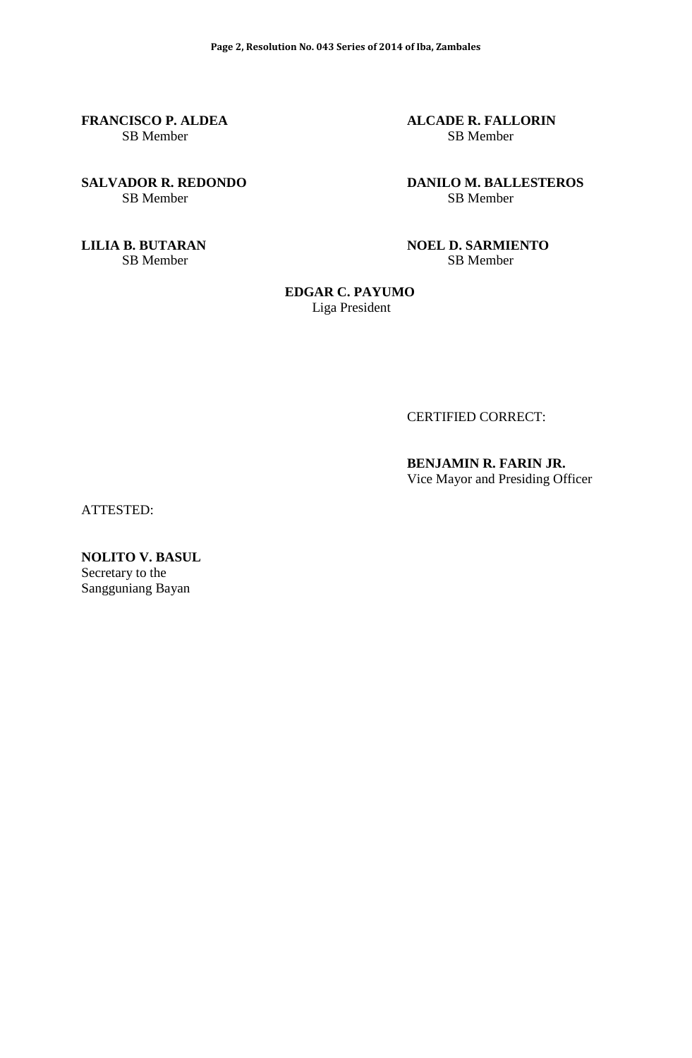**FRANCISCO P. ALDEA**
SB Member

**ALCADE R. FALLORIN**
SB Member

**SALVADOR R. REDONDO**
SB Member

**DANILO M. BALLESTEROS**
SB Member

**LILIA B. BUTARAN**
SB Member

**NOEL D. SARMIENTO**
SB Member

**EDGAR C. PAYUMO**
Liga President

CERTIFIED CORRECT:

**BENJAMIN R. FARIN JR.**
Vice Mayor and Presiding Officer

ATTESTED:

**NOLITO V. BASUL**
Secretary to the
Sangguniang Bayan